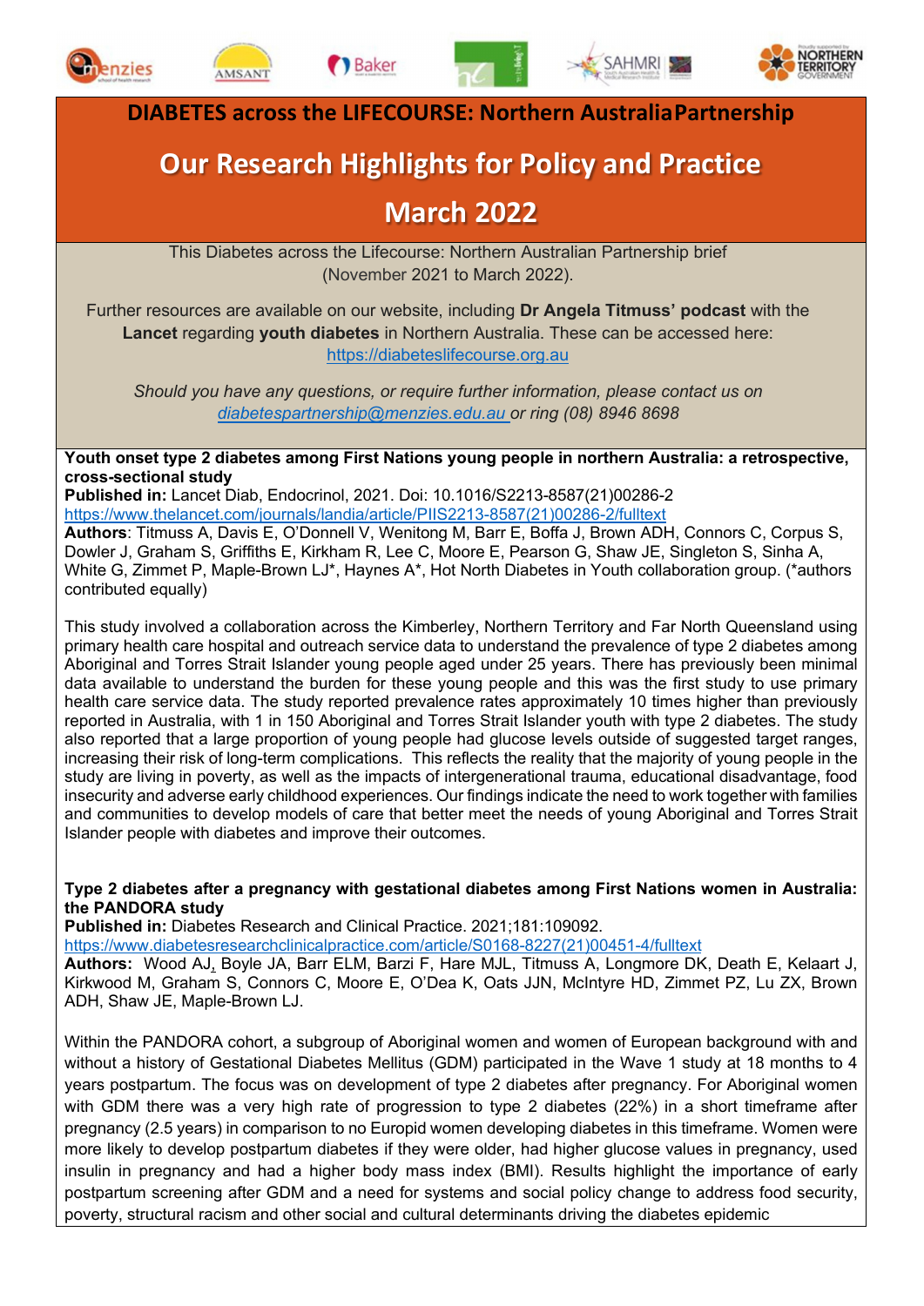# DIABETES across the LIFECOURSE: Northern AustraliaPartnership

## Our Research Highlights for Policy and Practice

## March 2022

This Diabetes across the Lifecourse: Northern Australian Partnership brief (November 2021 to March 2022).

Further resources are available on our website, including **Dr Angela Titmuss' podcast** with the **Lancet** regarding **youth diabetes** in Northern Australia. These can be accessed here: https://diabeteslifecourse.org.au

*Should you have any questions, or require further information, please contact us on diabetespartnership@menzies.edu.au or ring (08) 8946 8698*

**Youth onset type 2 diabetes among First Nations young people in northern Australia: a retrospective, cross-sectional study**

**Published in:** Lancet Diab, Endocrinol, 2021. Doi: 10.1016/S2213-8587(21)00286-2
https://www.thelancet.com/journals/landia/article/PIIS2213-8587(21)00286-2/fulltext

**Authors**: Titmuss A, Davis E, O'Donnell V, Wenitong M, Barr E, Boffa J, Brown ADH, Connors C, Corpus S, Dowler J, Graham S, Griffiths E, Kirkham R, Lee C, Moore E, Pearson G, Shaw JE, Singleton S, Sinha A, White G, Zimmet P, Maple-Brown LJ*, Haynes A*, Hot North Diabetes in Youth collaboration group. (*authors contributed equally)

This study involved a collaboration across the Kimberley, Northern Territory and Far North Queensland using primary health care hospital and outreach service data to understand the prevalence of type 2 diabetes among Aboriginal and Torres Strait Islander young people aged under 25 years. There has previously been minimal data available to understand the burden for these young people and this was the first study to use primary health care service data. The study reported prevalence rates approximately 10 times higher than previously reported in Australia, with 1 in 150 Aboriginal and Torres Strait Islander youth with type 2 diabetes. The study also reported that a large proportion of young people had glucose levels outside of suggested target ranges, increasing their risk of long-term complications. This reflects the reality that the majority of young people in the study are living in poverty, as well as the impacts of intergenerational trauma, educational disadvantage, food insecurity and adverse early childhood experiences. Our findings indicate the need to work together with families and communities to develop models of care that better meet the needs of young Aboriginal and Torres Strait Islander people with diabetes and improve their outcomes.

**Type 2 diabetes after a pregnancy with gestational diabetes among First Nations women in Australia: the PANDORA study**

**Published in:** Diabetes Research and Clinical Practice. 2021;181:109092.
https://www.diabetesresearchclinicalpractice.com/article/S0168-8227(21)00451-4/fulltext

**Authors:** Wood AJ, Boyle JA, Barr ELM, Barzi F, Hare MJL, Titmuss A, Longmore DK, Death E, Kelaart J, Kirkwood M, Graham S, Connors C, Moore E, O'Dea K, Oats JJN, McIntyre HD, Zimmet PZ, Lu ZX, Brown ADH, Shaw JE, Maple-Brown LJ.

Within the PANDORA cohort, a subgroup of Aboriginal women and women of European background with and without a history of Gestational Diabetes Mellitus (GDM) participated in the Wave 1 study at 18 months to 4 years postpartum. The focus was on development of type 2 diabetes after pregnancy. For Aboriginal women with GDM there was a very high rate of progression to type 2 diabetes (22%) in a short timeframe after pregnancy (2.5 years) in comparison to no Europid women developing diabetes in this timeframe. Women were more likely to develop postpartum diabetes if they were older, had higher glucose values in pregnancy, used insulin in pregnancy and had a higher body mass index (BMI). Results highlight the importance of early postpartum screening after GDM and a need for systems and social policy change to address food security, poverty, structural racism and other social and cultural determinants driving the diabetes epidemic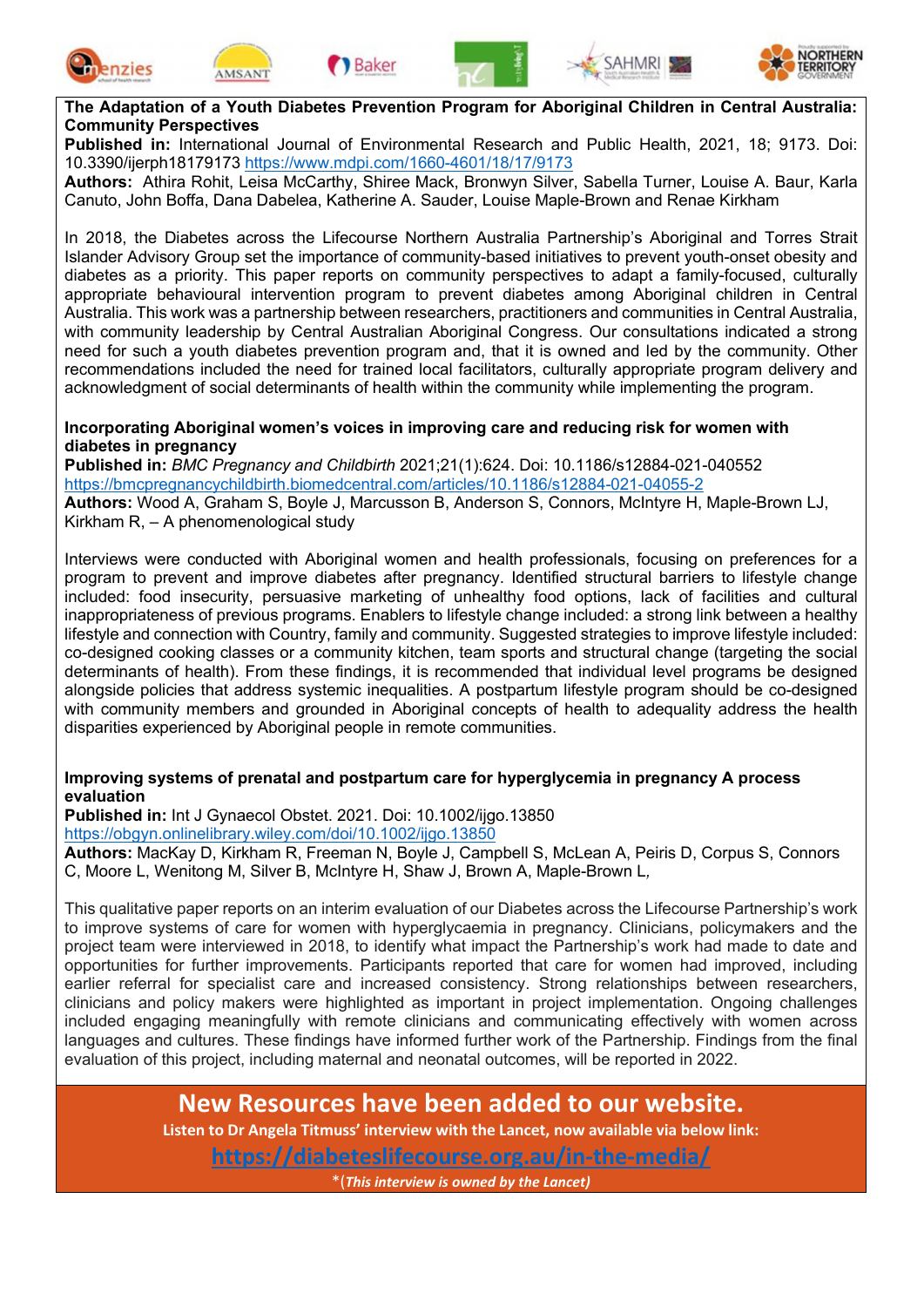**The Adaptation of a Youth Diabetes Prevention Program for Aboriginal Children in Central Australia: Community Perspectives**

**Published in:** International Journal of Environmental Research and Public Health, 2021, 18; 9173. Doi: 10.3390/ijerph18179173 https://www.mdpi.com/1660-4601/18/17/9173

**Authors:** Athira Rohit, Leisa McCarthy, Shiree Mack, Bronwyn Silver, Sabella Turner, Louise A. Baur, Karla Canuto, John Boffa, Dana Dabelea, Katherine A. Sauder, Louise Maple-Brown and Renae Kirkham

In 2018, the Diabetes across the Lifecourse Northern Australia Partnership's Aboriginal and Torres Strait Islander Advisory Group set the importance of community-based initiatives to prevent youth-onset obesity and diabetes as a priority. This paper reports on community perspectives to adapt a family-focused, culturally appropriate behavioural intervention program to prevent diabetes among Aboriginal children in Central Australia. This work was a partnership between researchers, practitioners and communities in Central Australia, with community leadership by Central Australian Aboriginal Congress. Our consultations indicated a strong need for such a youth diabetes prevention program and, that it is owned and led by the community. Other recommendations included the need for trained local facilitators, culturally appropriate program delivery and acknowledgment of social determinants of health within the community while implementing the program.

**Incorporating Aboriginal women's voices in improving care and reducing risk for women with diabetes in pregnancy**

**Published in:** *BMC Pregnancy and Childbirth* 2021;21(1):624. Doi: 10.1186/s12884-021-040552 https://bmcpregnancychildbirth.biomedcentral.com/articles/10.1186/s12884-021-04055-2

**Authors:** Wood A, Graham S, Boyle J, Marcusson B, Anderson S, Connors, McIntyre H, Maple-Brown LJ, Kirkham R, – A phenomenological study

Interviews were conducted with Aboriginal women and health professionals, focusing on preferences for a program to prevent and improve diabetes after pregnancy. Identified structural barriers to lifestyle change included: food insecurity, persuasive marketing of unhealthy food options, lack of facilities and cultural inappropriateness of previous programs. Enablers to lifestyle change included: a strong link between a healthy lifestyle and connection with Country, family and community. Suggested strategies to improve lifestyle included: co-designed cooking classes or a community kitchen, team sports and structural change (targeting the social determinants of health). From these findings, it is recommended that individual level programs be designed alongside policies that address systemic inequalities. A postpartum lifestyle program should be co-designed with community members and grounded in Aboriginal concepts of health to adequality address the health disparities experienced by Aboriginal people in remote communities.

**Improving systems of prenatal and postpartum care for hyperglycemia in pregnancy A process evaluation**

**Published in:** Int J Gynaecol Obstet. 2021. Doi: 10.1002/ijgo.13850 https://obgyn.onlinelibrary.wiley.com/doi/10.1002/ijgo.13850

**Authors:** MacKay D, Kirkham R, Freeman N, Boyle J, Campbell S, McLean A, Peiris D, Corpus S, Connors C, Moore L, Wenitong M, Silver B, McIntyre H, Shaw J, Brown A, Maple-Brown L*,*

This qualitative paper reports on an interim evaluation of our Diabetes across the Lifecourse Partnership's work to improve systems of care for women with hyperglycaemia in pregnancy. Clinicians, policymakers and the project team were interviewed in 2018, to identify what impact the Partnership's work had made to date and opportunities for further improvements. Participants reported that care for women had improved, including earlier referral for specialist care and increased consistency. Strong relationships between researchers, clinicians and policy makers were highlighted as important in project implementation. Ongoing challenges included engaging meaningfully with remote clinicians and communicating effectively with women across languages and cultures. These findings have informed further work of the Partnership. Findings from the final evaluation of this project, including maternal and neonatal outcomes, will be reported in 2022.

## New Resources have been added to our website.

**Listen to Dr Angela Titmuss' interview with the Lancet, now available via below link:**

**https://diabeteslifecourse.org.au/in-the-media/**

*(*This interview is owned by the Lancet)*